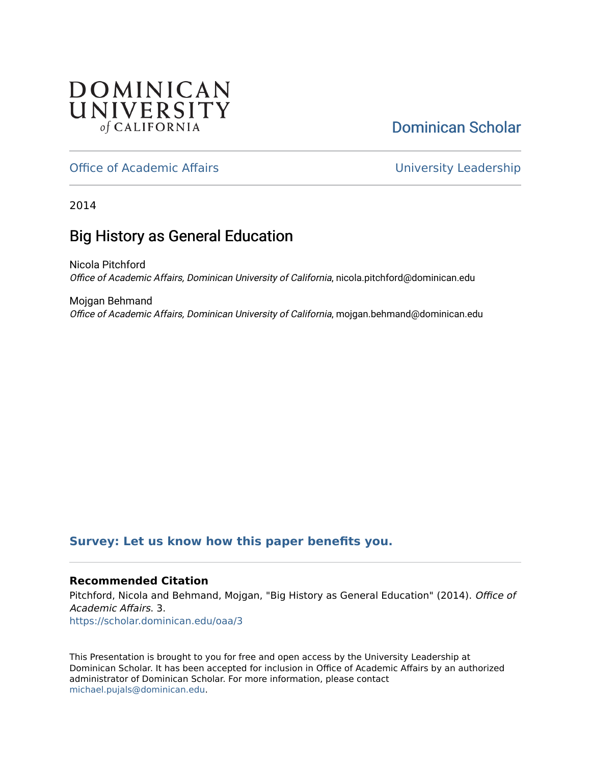DOMINICAN UNIVERSITY *of* CALIFORNIA

Dominican Scholar

Office of Academic Affairs

University Leadership

2014

# Big History as General Education

Nicola Pitchford
*Office of Academic Affairs, Dominican University of California*, nicola.pitchford@dominican.edu

Mojgan Behmand
*Office of Academic Affairs, Dominican University of California*, mojgan.behmand@dominican.edu

**Survey: Let us know how this paper benefits you.**

### Recommended Citation

Pitchford, Nicola and Behmand, Mojgan, "Big History as General Education" (2014). *Office of Academic Affairs*. 3.
https://scholar.dominican.edu/oaa/3

This Presentation is brought to you for free and open access by the University Leadership at Dominican Scholar. It has been accepted for inclusion in Office of Academic Affairs by an authorized administrator of Dominican Scholar. For more information, please contact michael.pujals@dominican.edu.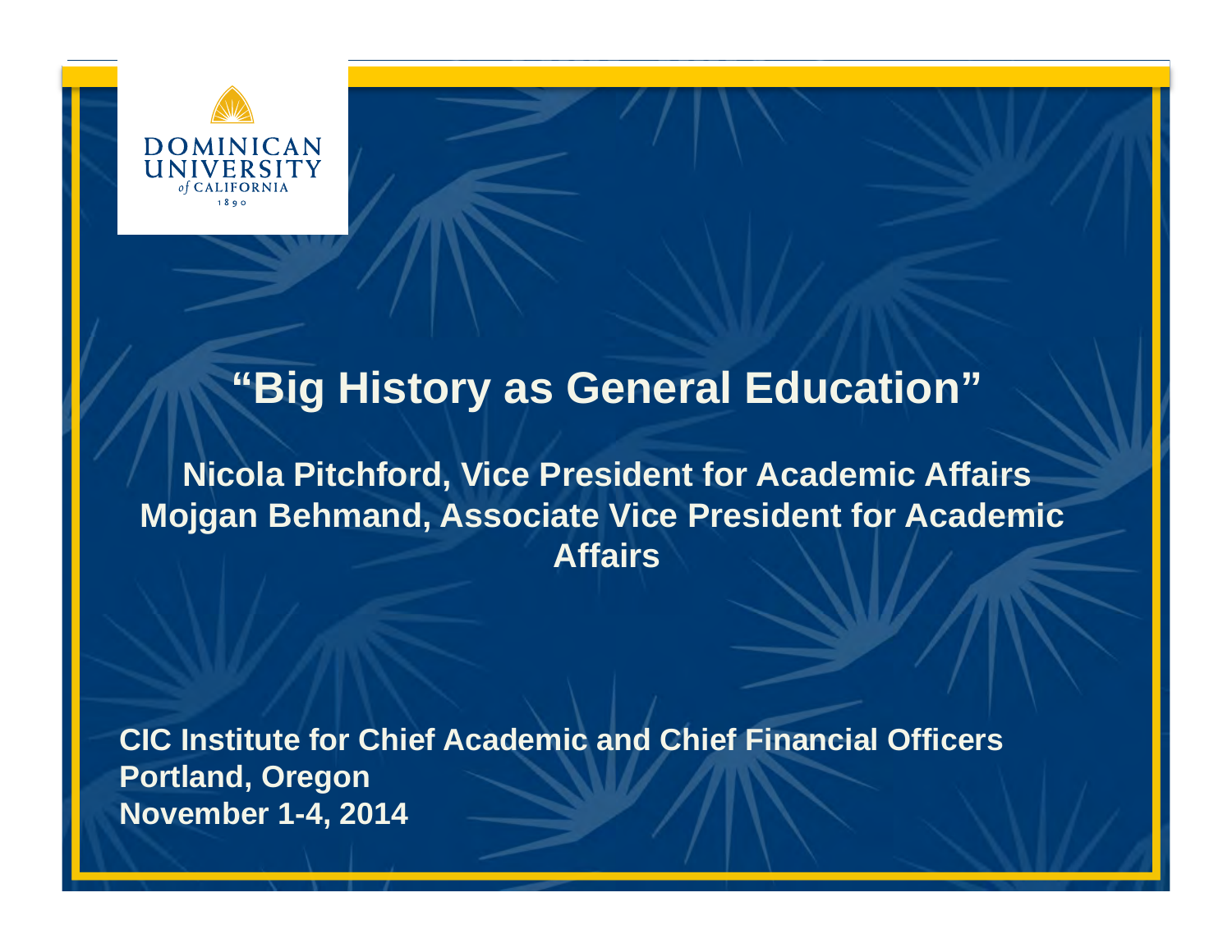DOMINICAN UNIVERSITY of CALIFORNIA 1890

# “Big History as General Education”

**Nicola Pitchford, Vice President for Academic Affairs**
**Mojgan Behmand, Associate Vice President for Academic Affairs**

**CIC Institute for Chief Academic and Chief Financial Officers**
**Portland, Oregon**
**November 1-4, 2014**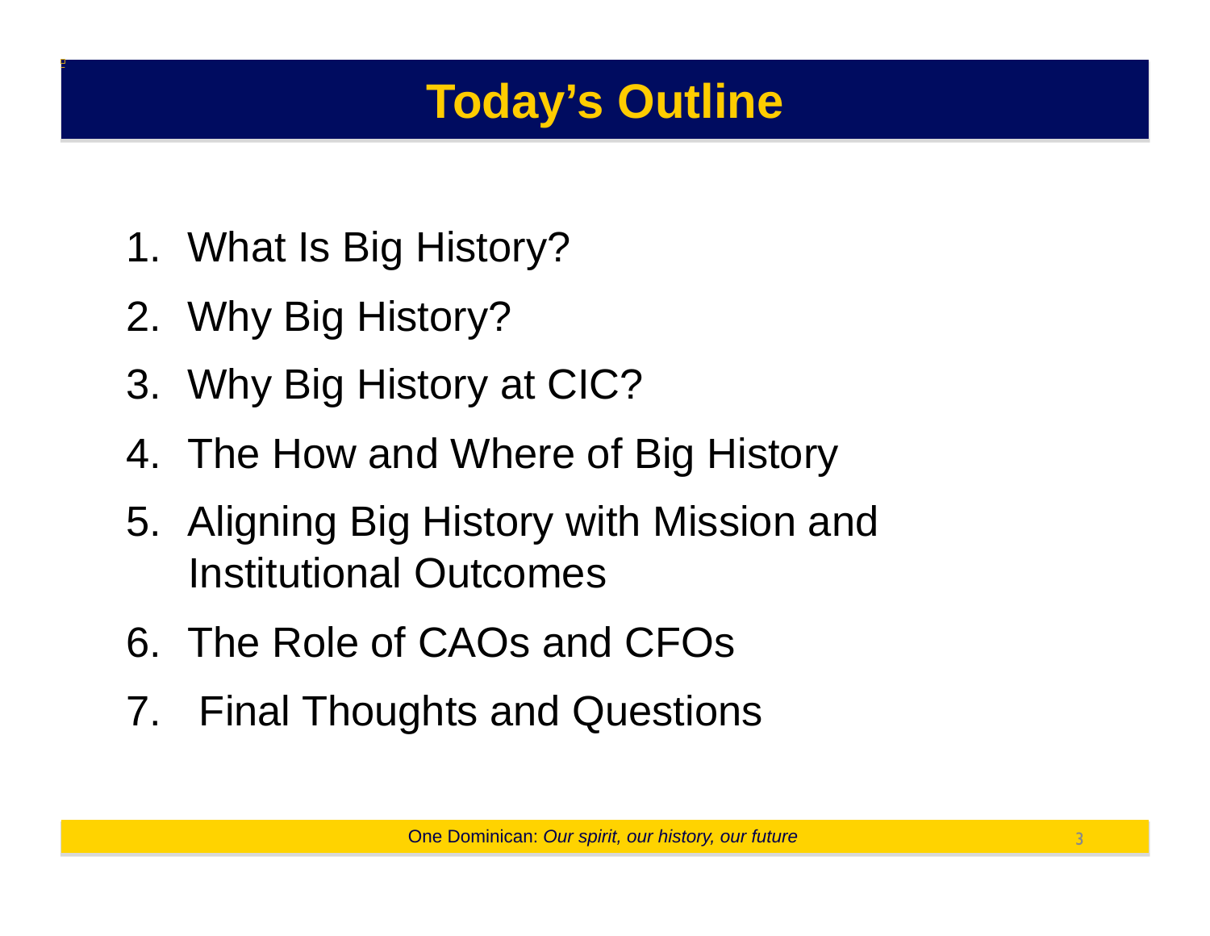# Today's Outline

1. What Is Big History?
2. Why Big History?
3. Why Big History at CIC?
4. The How and Where of Big History
5. Aligning Big History with Mission and Institutional Outcomes
6. The Role of CAOs and CFOs
7. Final Thoughts and Questions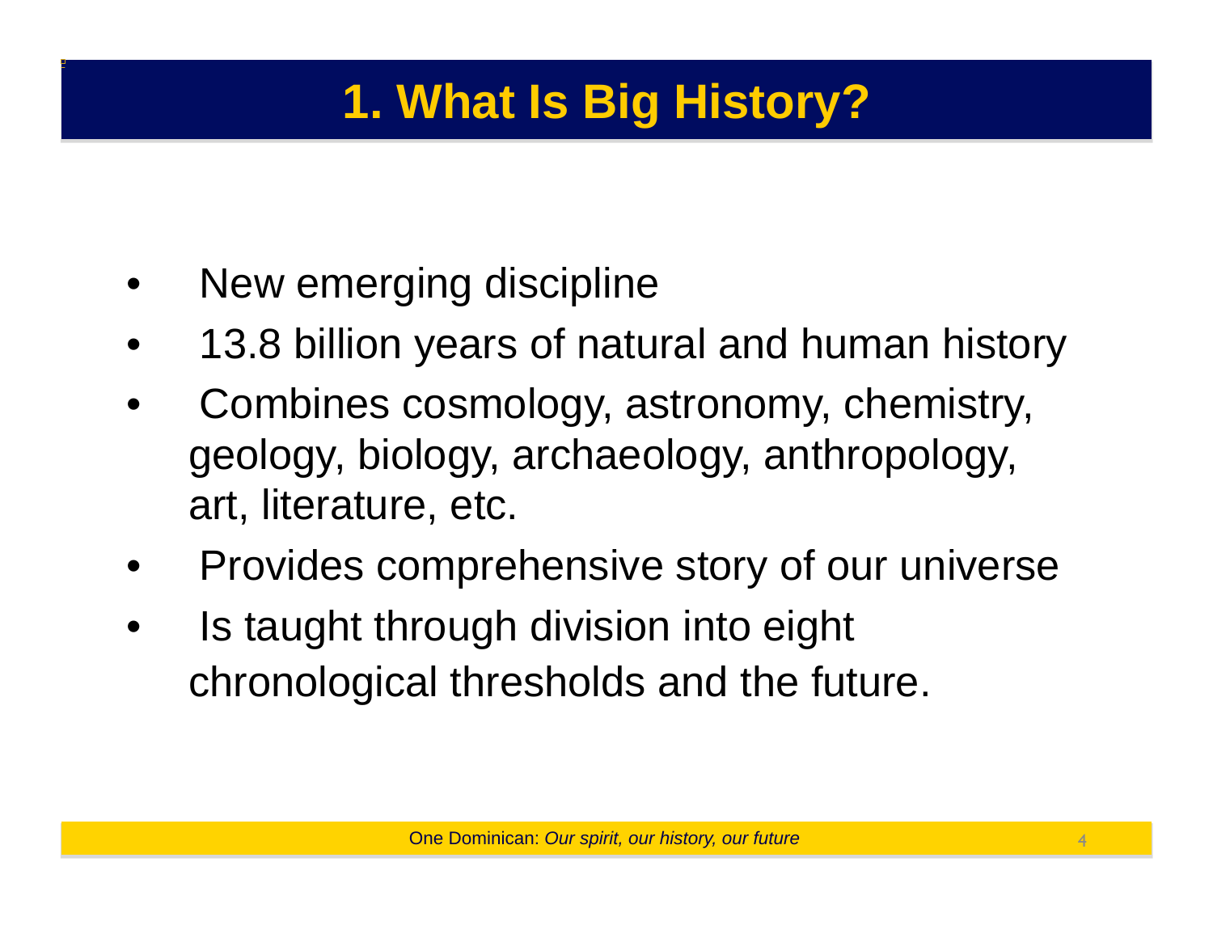# 1. What Is Big History?

- New emerging discipline
- 13.8 billion years of natural and human history
- Combines cosmology, astronomy, chemistry, geology, biology, archaeology, anthropology, art, literature, etc.
- Provides comprehensive story of our universe
- Is taught through division into eight chronological thresholds and the future.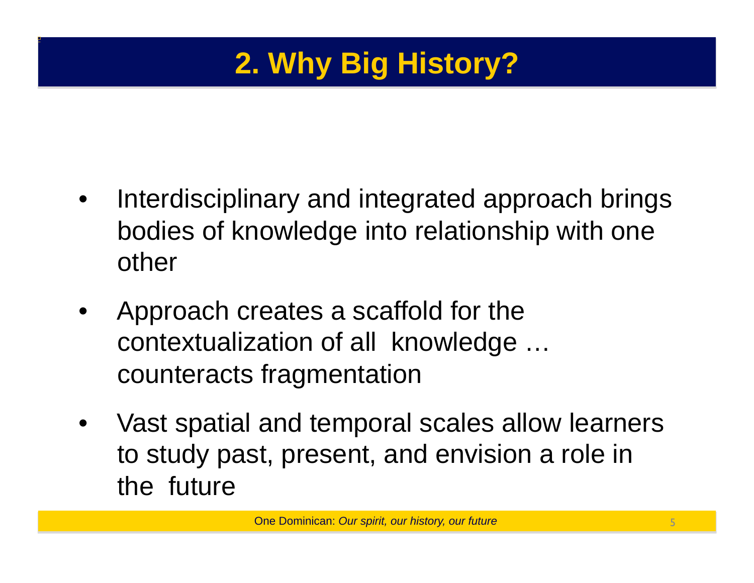# 2. Why Big History?

- Interdisciplinary and integrated approach brings bodies of knowledge into relationship with one other
- Approach creates a scaffold for the contextualization of all knowledge … counteracts fragmentation
- Vast spatial and temporal scales allow learners to study past, present, and envision a role in the future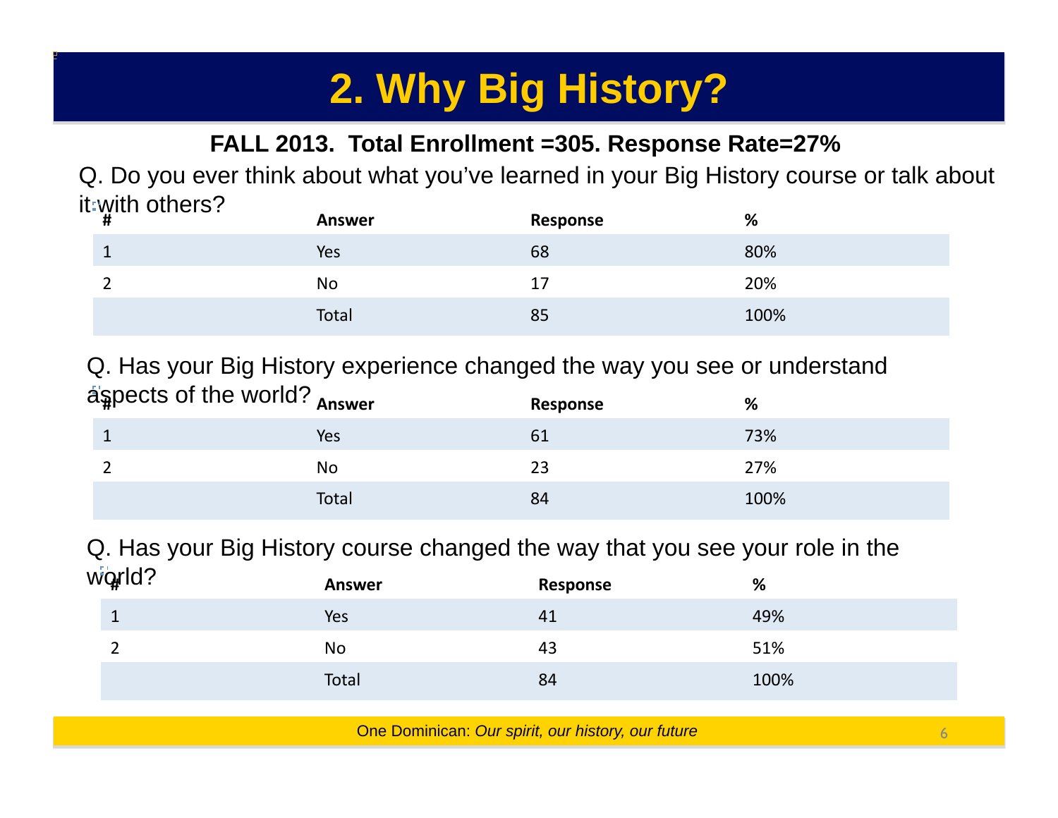# 2. Why Big History?

**FALL 2013. Total Enrollment =305. Response Rate=27%**

Q. Do you ever think about what you've learned in your Big History course or talk about it with others?

| # | Answer | Response | % |
|---|---|---|---|
| 1 | Yes | 68 | 80% |
| 2 | No | 17 | 20% |
| | Total | 85 | 100% |

Q. Has your Big History experience changed the way you see or understand aspects of the world?

| # | Answer | Response | % |
|---|---|---|---|
| 1 | Yes | 61 | 73% |
| 2 | No | 23 | 27% |
| | Total | 84 | 100% |

Q. Has your Big History course changed the way that you see your role in the world?

| # | Answer | Response | % |
|---|---|---|---|
| 1 | Yes | 41 | 49% |
| 2 | No | 43 | 51% |
| | Total | 84 | 100% |

One Dominican: *Our spirit, our history, our future*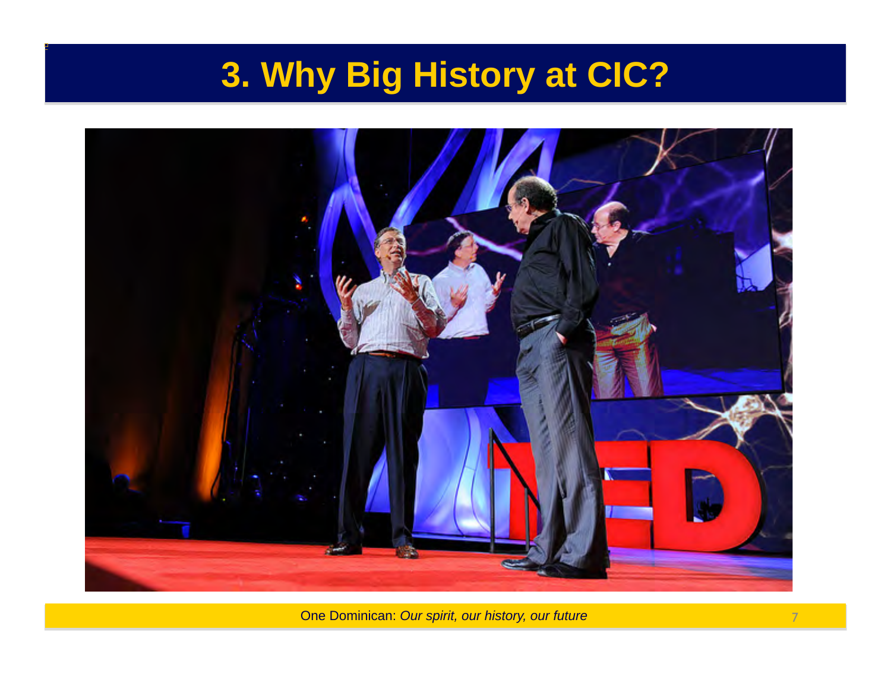# 3. Why Big History at CIC?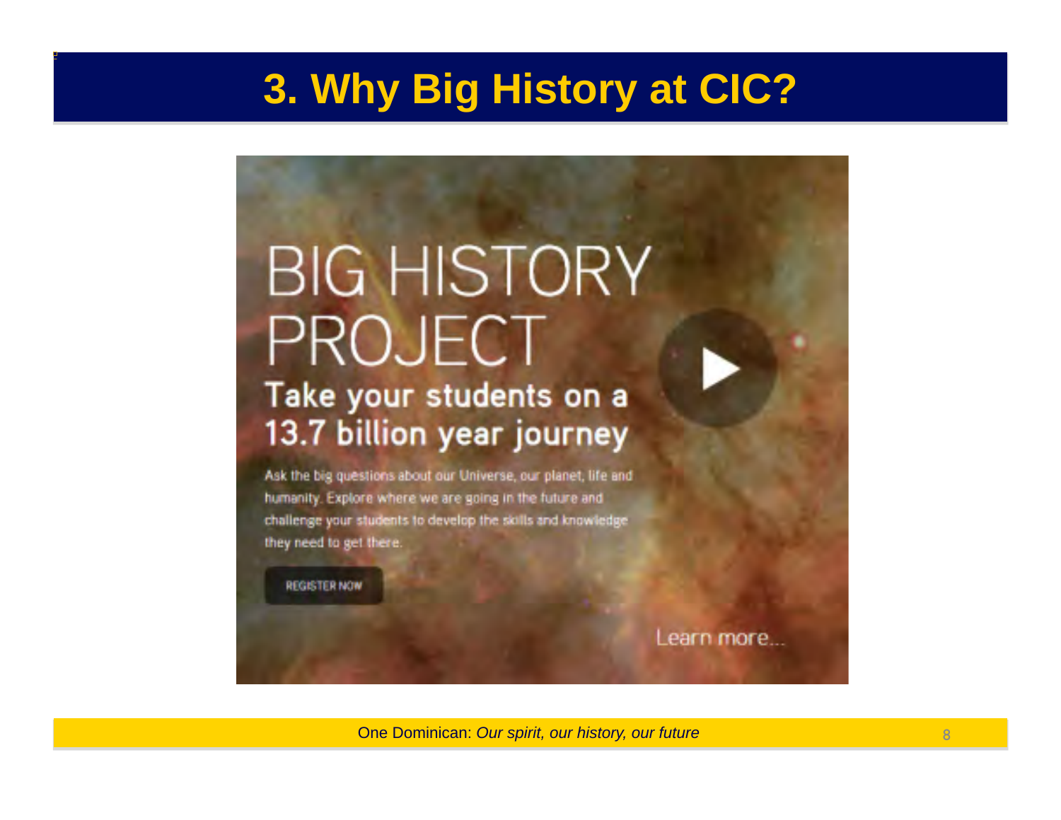# 3. Why Big History at CIC?

BIG HISTORY PROJECT

Take your students on a 13.7 billion year journey

Ask the big questions about our Universe, our planet, life and humanity. Explore where we are going in the future and challenge your students to develop the skills and knowledge they need to get there.

REGISTER NOW

Learn more...

One Dominican: *Our spirit, our history, our future*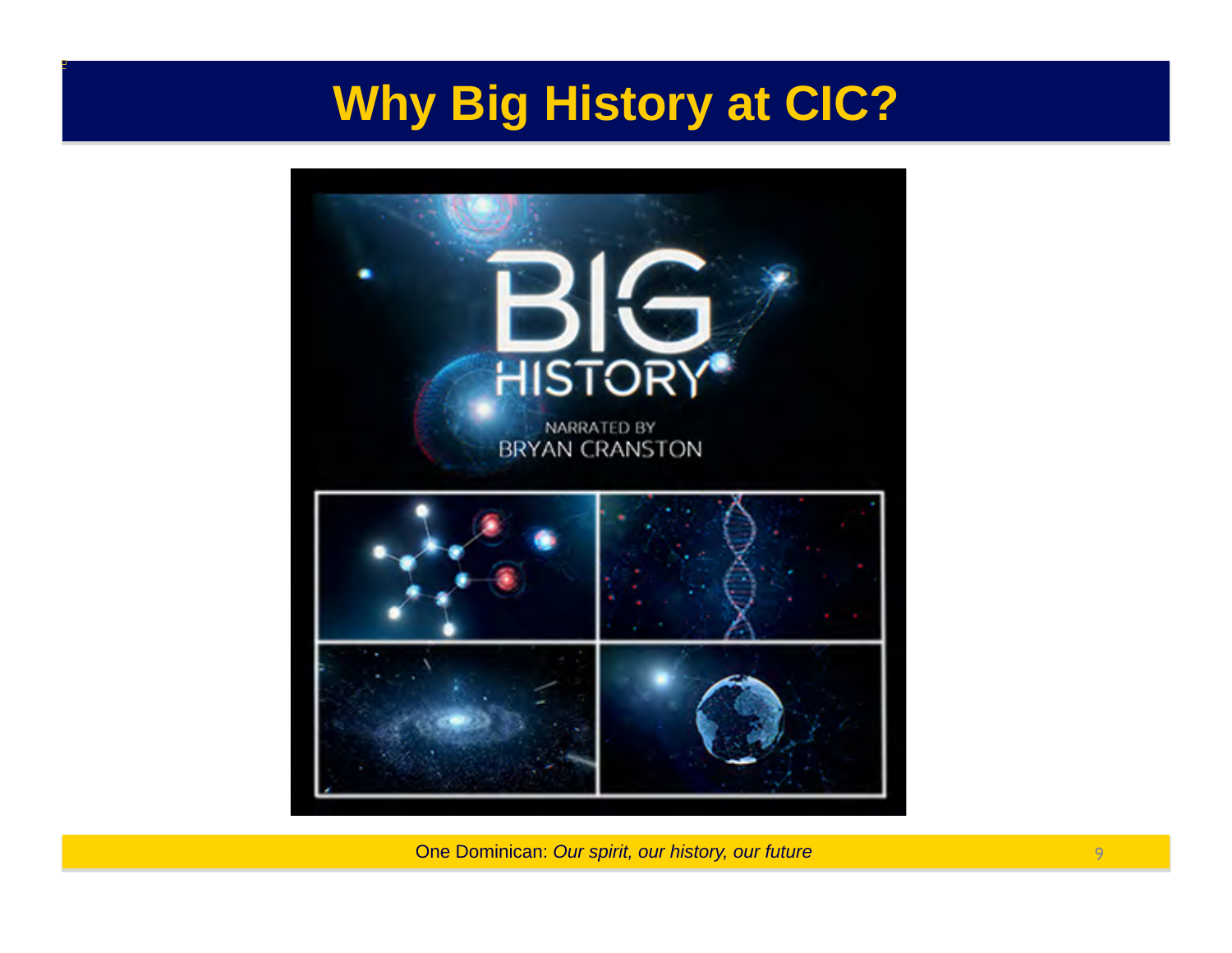# Why Big History at CIC?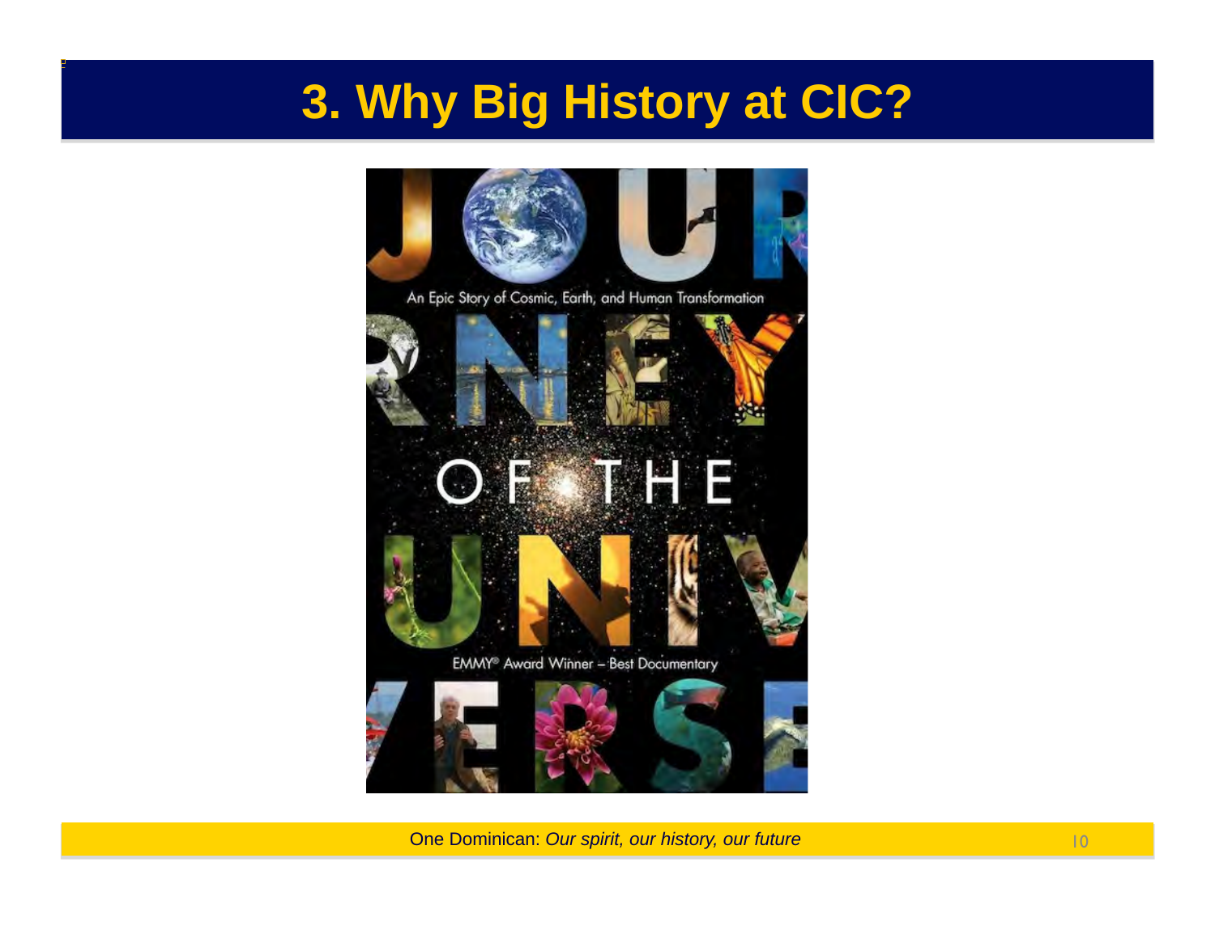# 3. Why Big History at CIC?

JOURNEY OF THE UNIVERSE

An Epic Story of Cosmic, Earth, and Human Transformation

EMMY® Award Winner – Best Documentary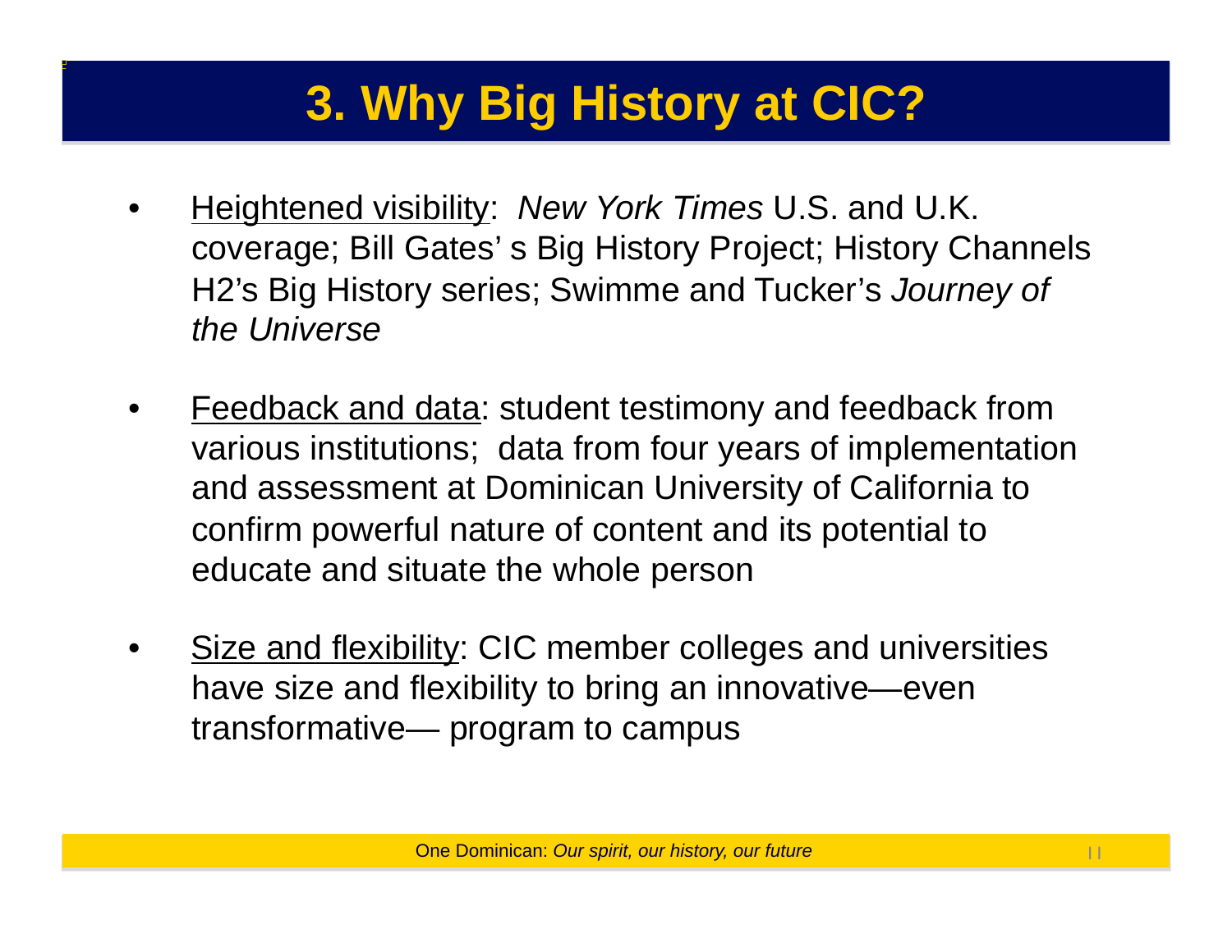# 3. Why Big History at CIC?

- Heightened visibility: *New York Times* U.S. and U.K. coverage; Bill Gates' s Big History Project; History Channels H2's Big History series; Swimme and Tucker's *Journey of the Universe*

- Feedback and data: student testimony and feedback from various institutions; data from four years of implementation and assessment at Dominican University of California to confirm powerful nature of content and its potential to educate and situate the whole person

- Size and flexibility: CIC member colleges and universities have size and flexibility to bring an innovative—even transformative— program to campus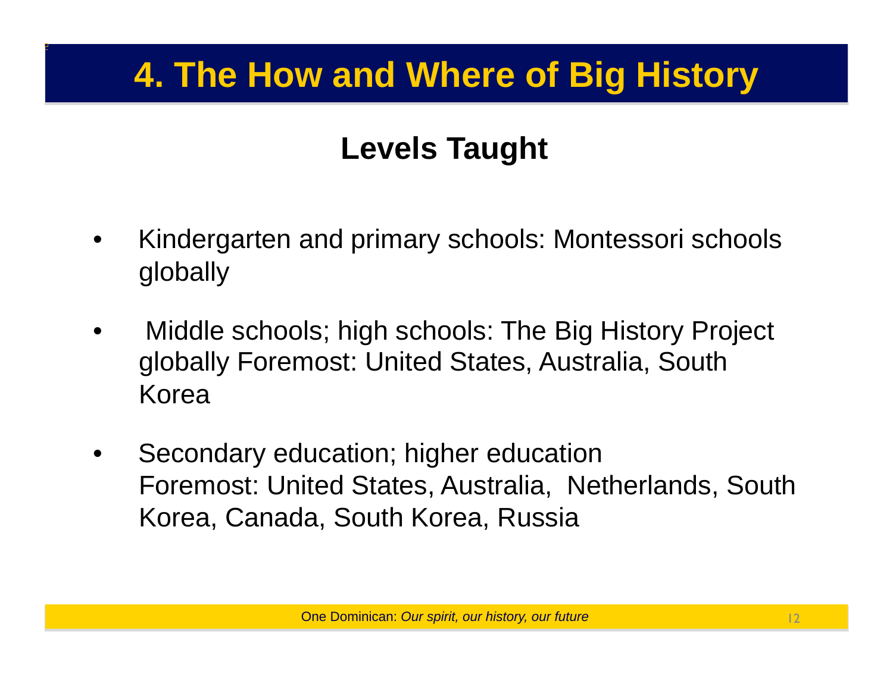# 4. The How and Where of Big History

## Levels Taught

- Kindergarten and primary schools: Montessori schools globally
- Middle schools; high schools: The Big History Project globally Foremost: United States, Australia, South Korea
- Secondary education; higher education
  Foremost: United States, Australia, Netherlands, South Korea, Canada, South Korea, Russia

One Dominican: *Our spirit, our history, our future*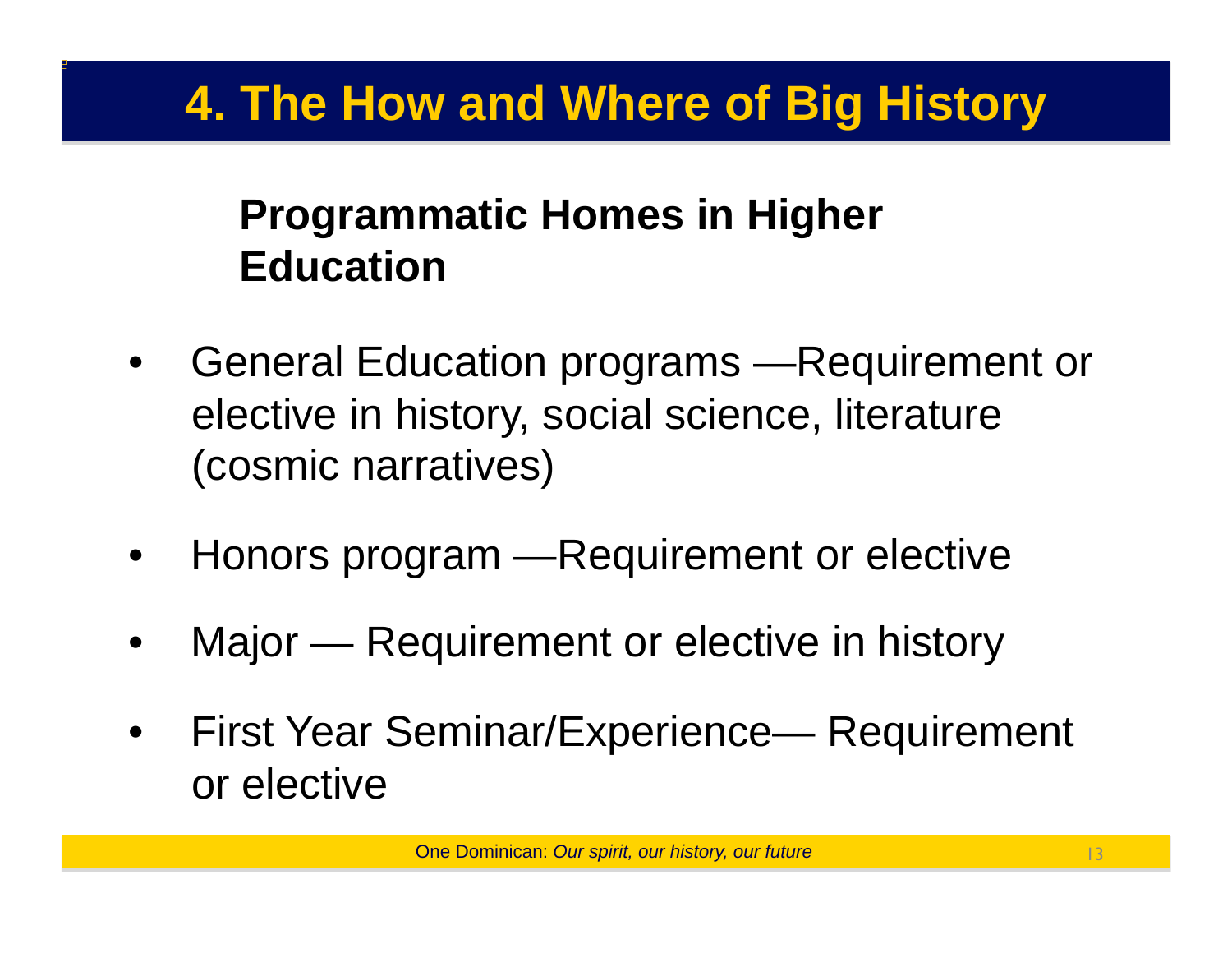# 4. The How and Where of Big History

## Programmatic Homes in Higher Education

- General Education programs —Requirement or elective in history, social science, literature (cosmic narratives)
- Honors program —Requirement or elective
- Major — Requirement or elective in history
- First Year Seminar/Experience— Requirement or elective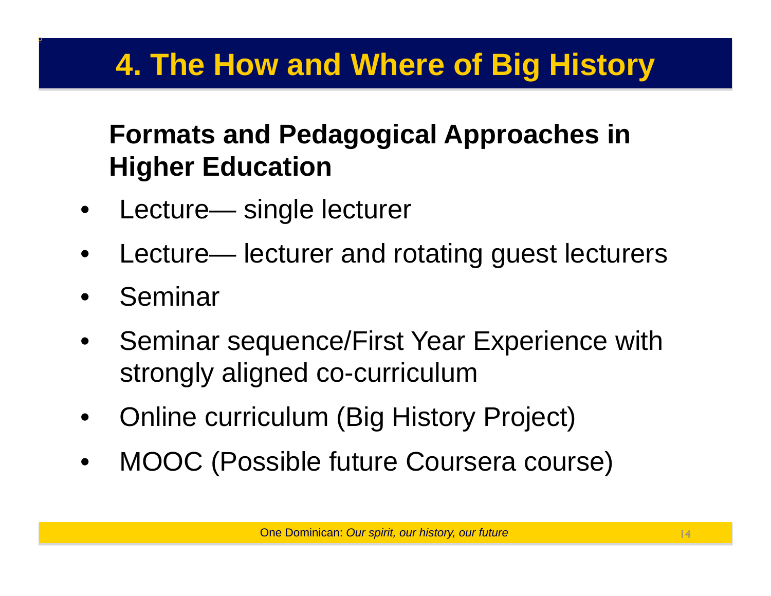# 4. The How and Where of Big History

## Formats and Pedagogical Approaches in Higher Education

- Lecture— single lecturer
- Lecture— lecturer and rotating guest lecturers
- Seminar
- Seminar sequence/First Year Experience with strongly aligned co-curriculum
- Online curriculum (Big History Project)
- MOOC (Possible future Coursera course)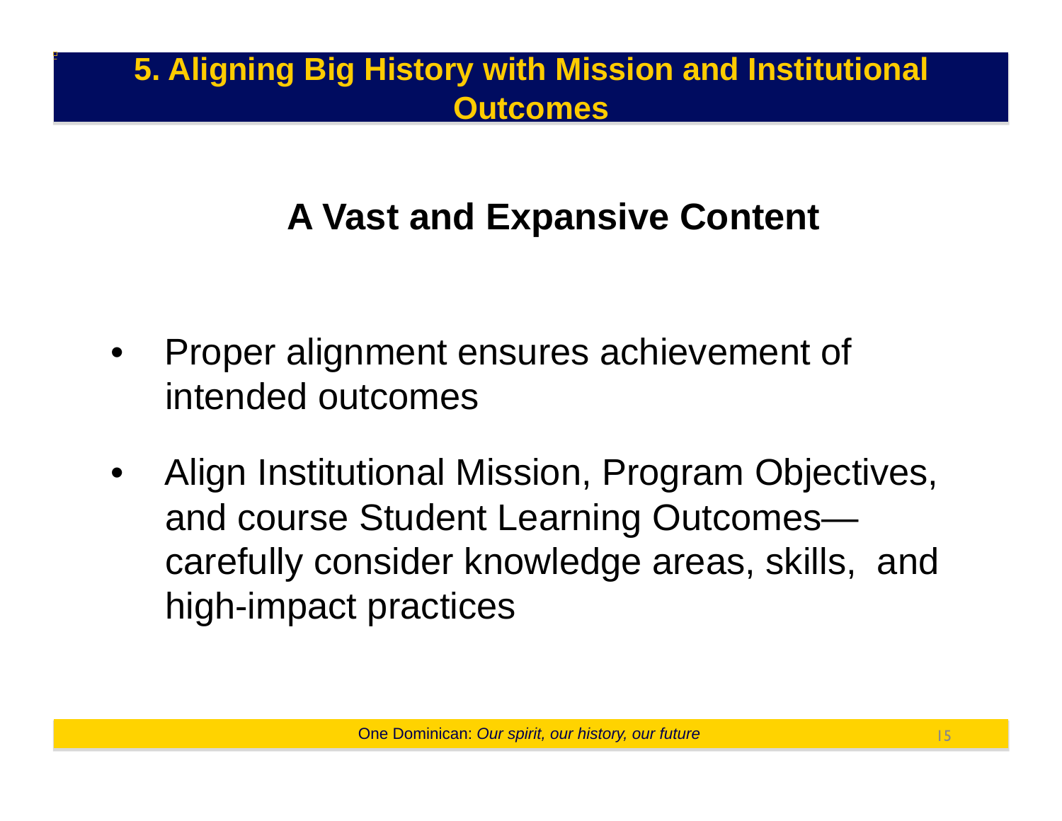# 5. Aligning Big History with Mission and Institutional Outcomes

## A Vast and Expansive Content

- Proper alignment ensures achievement of intended outcomes
- Align Institutional Mission, Program Objectives, and course Student Learning Outcomes—carefully consider knowledge areas, skills, and high-impact practices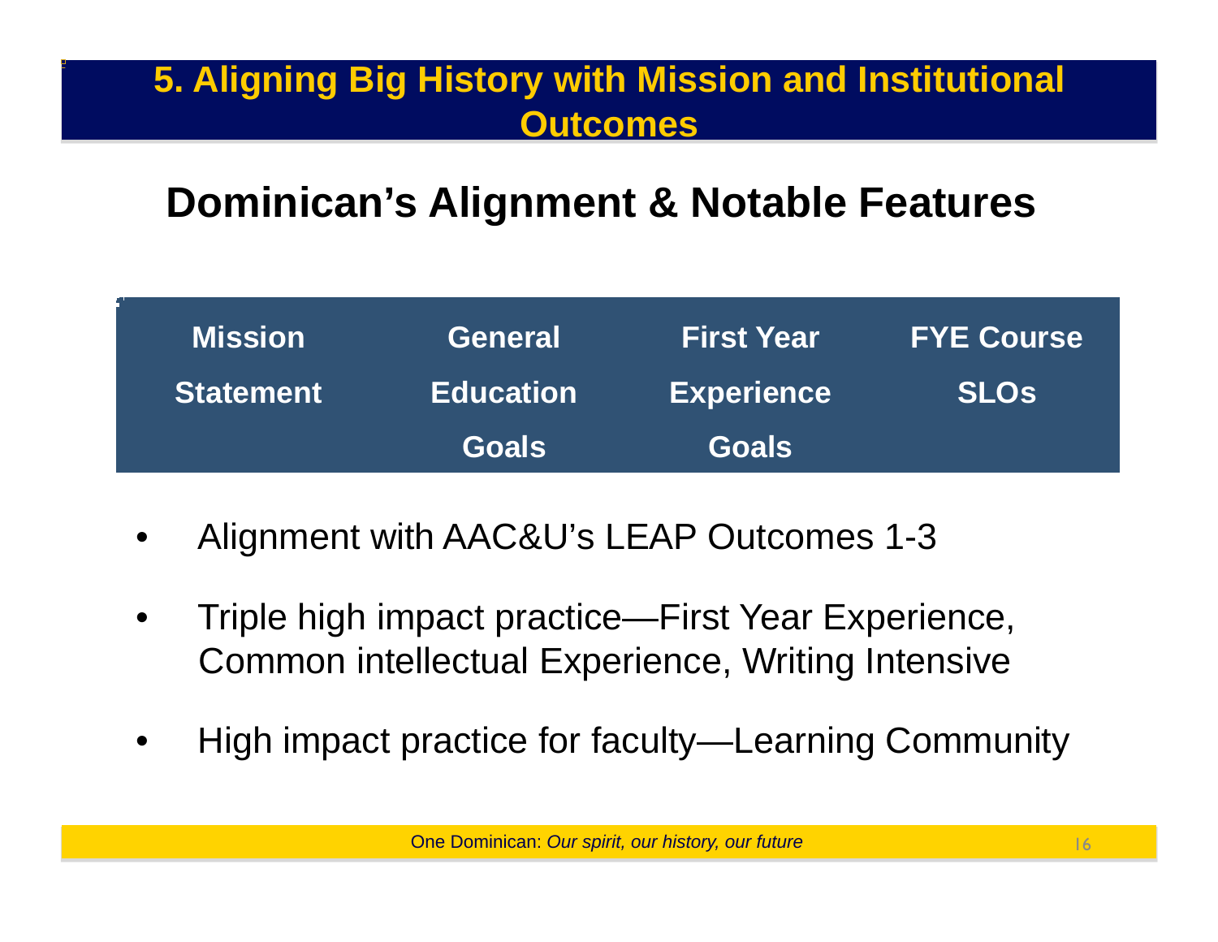# 5. Aligning Big History with Mission and Institutional Outcomes

## Dominican's Alignment & Notable Features

| Mission Statement | General Education Goals | First Year Experience Goals | FYE Course SLOs |
|---|---|---|---|

- Alignment with AAC&U's LEAP Outcomes 1-3
- Triple high impact practice—First Year Experience, Common intellectual Experience, Writing Intensive
- High impact practice for faculty—Learning Community

One Dominican: *Our spirit, our history, our future*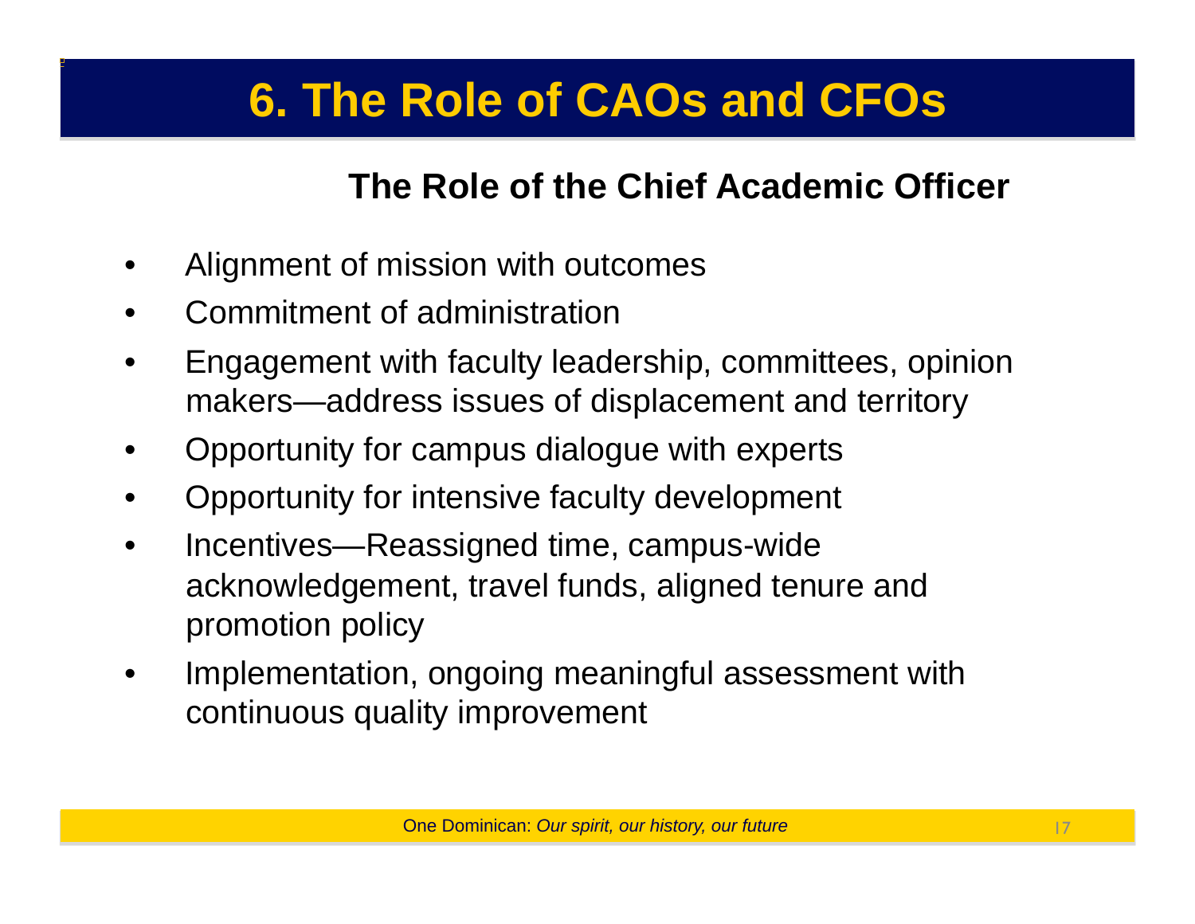# 6. The Role of CAOs and CFOs

## The Role of the Chief Academic Officer

- Alignment of mission with outcomes
- Commitment of administration
- Engagement with faculty leadership, committees, opinion makers—address issues of displacement and territory
- Opportunity for campus dialogue with experts
- Opportunity for intensive faculty development
- Incentives—Reassigned time, campus-wide acknowledgement, travel funds, aligned tenure and promotion policy
- Implementation, ongoing meaningful assessment with continuous quality improvement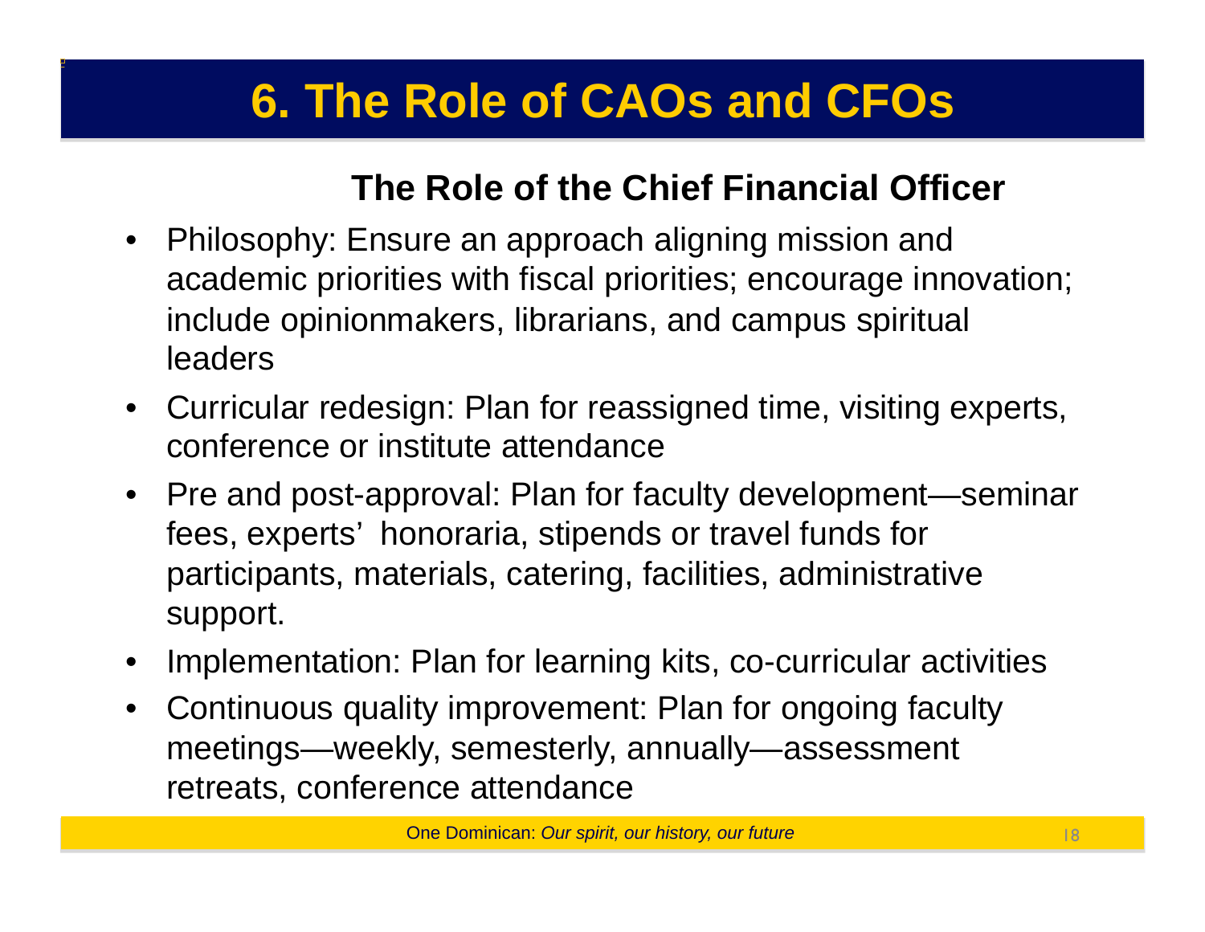# 6. The Role of CAOs and CFOs

## The Role of the Chief Financial Officer

- Philosophy: Ensure an approach aligning mission and academic priorities with fiscal priorities; encourage innovation; include opinionmakers, librarians, and campus spiritual leaders
- Curricular redesign: Plan for reassigned time, visiting experts, conference or institute attendance
- Pre and post-approval: Plan for faculty development—seminar fees, experts' honoraria, stipends or travel funds for participants, materials, catering, facilities, administrative support.
- Implementation: Plan for learning kits, co-curricular activities
- Continuous quality improvement: Plan for ongoing faculty meetings—weekly, semesterly, annually—assessment retreats, conference attendance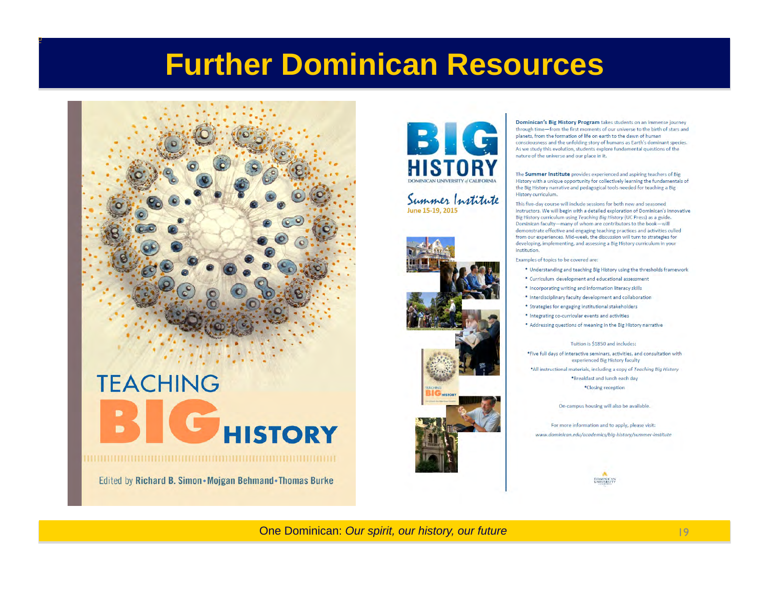# Further Dominican Resources

TEACHING BIG HISTORY

Edited by Richard B. Simon • Mojgan Behmand • Thomas Burke

BIG HISTORY
DOMINICAN UNIVERSITY of CALIFORNIA

Summer Institute
June 15-19, 2015

**Dominican's Big History Program** takes students on an immense journey through time—from the first moments of our universe to the birth of stars and planets, from the formation of life on earth to the dawn of human consciousness and the unfolding story of humans as Earth's dominant species. As we study this evolution, students explore fundamental questions of the nature of the universe and our place in it.

The **Summer Institute** provides experienced and aspiring teachers of Big History with a unique opportunity for collectively learning the fundamentals of the Big History narrative and pedagogical tools needed for teaching a Big History curriculum.

This five-day course will include sessions for both new and seasoned instructors. We will begin with a detailed exploration of Dominican's innovative Big History curriculum using *Teaching Big History* (UC Press) as a guide. Dominican faculty—many of whom are contributors to the book—will demonstrate effective and engaging teaching practices and activities culled from our experiences. Mid-week, the discussion will turn to strategies for developing, implementing, and assessing a Big History curriculum in your institution.

Examples of topics to be covered are:

- Understanding and teaching Big History using the thresholds framework
- Curriculum development and educational assessment
- Incorporating writing and information literacy skills
- Interdisciplinary faculty development and collaboration
- Strategies for engaging institutional stakeholders
- Integrating co-curricular events and activities
- Addressing questions of meaning in the Big History narrative

Tuition is $1850 and includes:

- Five full days of interactive seminars, activities, and consultation with experienced Big History faculty
- All instructional materials, including a copy of *Teaching Big History*
- Breakfast and lunch each day
- Closing reception

On-campus housing will also be available.

For more information and to apply, please visit:
*www.dominican.edu/academics/big-history/summer-institute*

One Dominican: *Our spirit, our history, our future*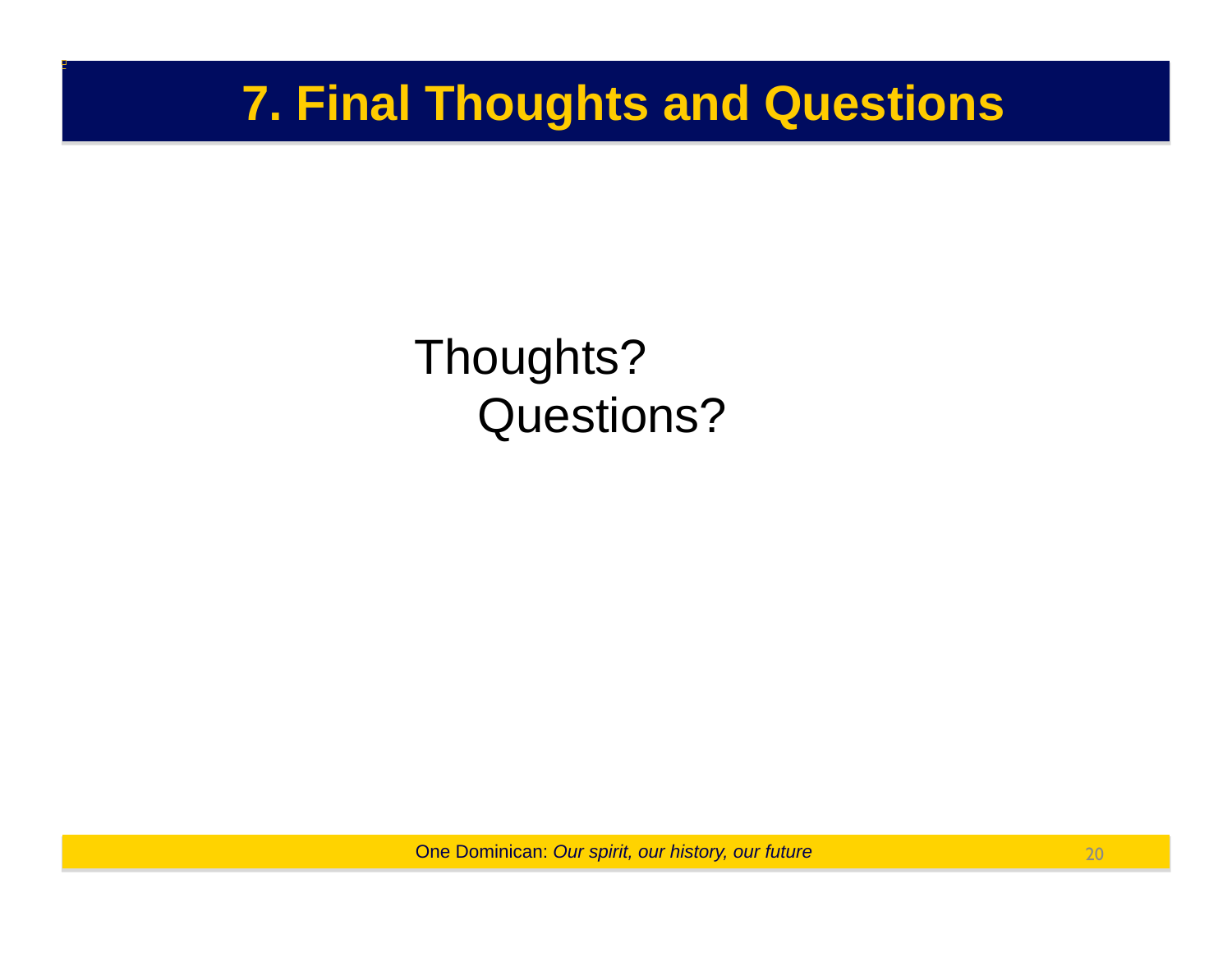# 7. Final Thoughts and Questions

Thoughts?

Questions?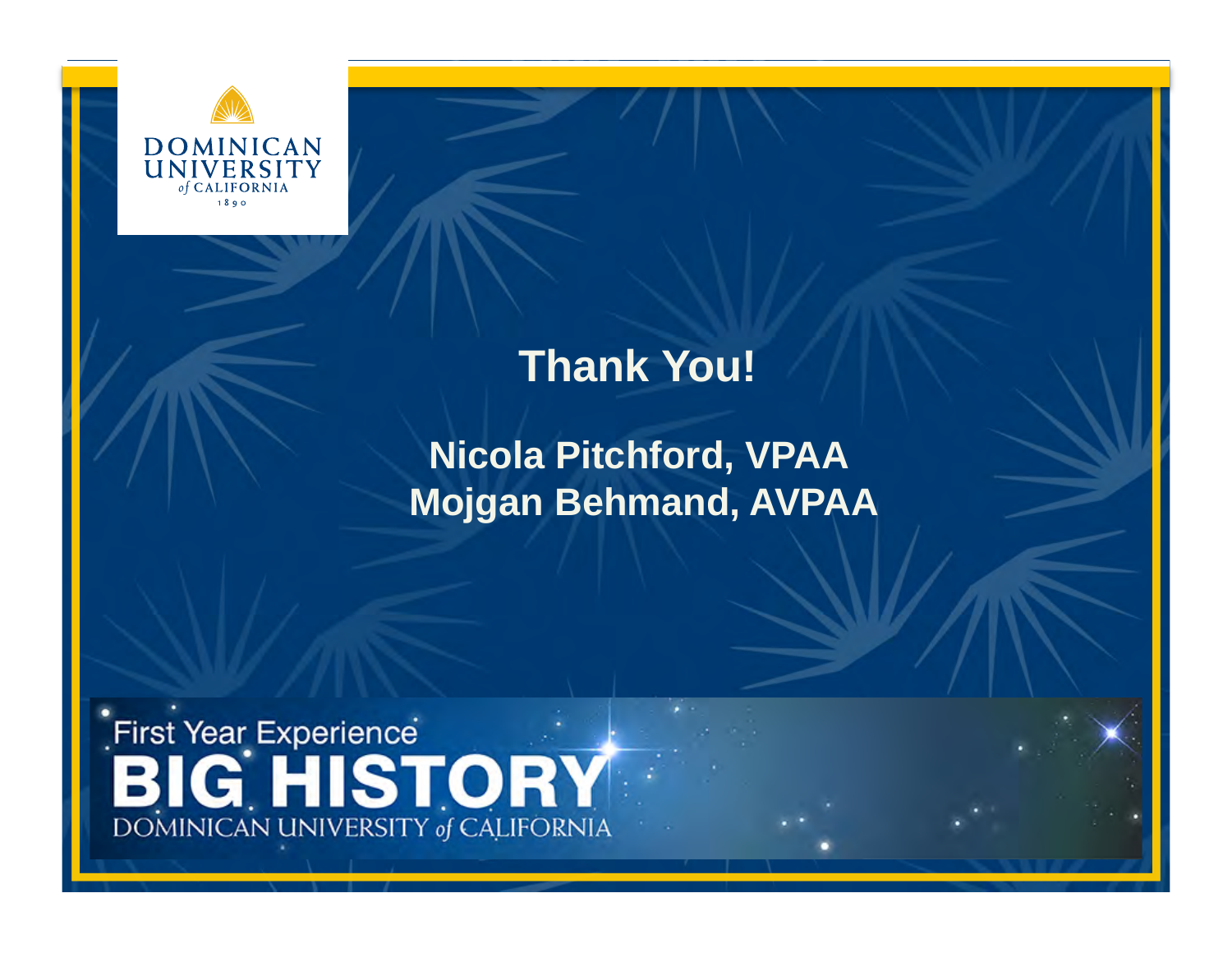DOMINICAN UNIVERSITY of CALIFORNIA 1890

# Thank You!

**Nicola Pitchford, VPAA**
**Mojgan Behmand, AVPAA**

First Year Experience
BIG HISTORY
DOMINICAN UNIVERSITY of CALIFORNIA